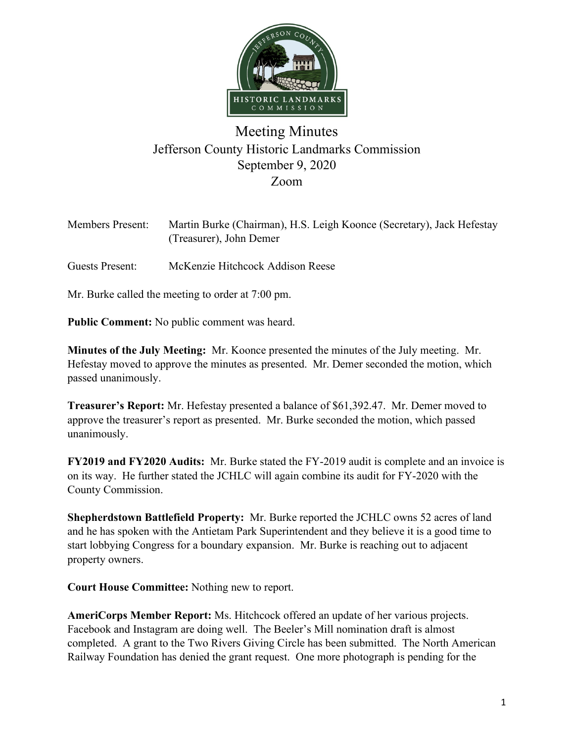# Meeting Minutes

## Jefferson County Historic Landmarks Commission

September 9, 2020

Zoom

Members Present: Martin Burke (Chairman), H.S. Leigh Koonce (Secretary), Jack Hefestay (Treasurer), John Demer

Guests Present: McKenzie Hitchcock Addison Reese

Mr. Burke called the meeting to order at 7:00 pm.

**Public Comment:** No public comment was heard.

**Minutes of the July Meeting:** Mr. Koonce presented the minutes of the July meeting. Mr. Hefestay moved to approve the minutes as presented. Mr. Demer seconded the motion, which passed unanimously.

**Treasurer's Report:** Mr. Hefestay presented a balance of $61,392.47. Mr. Demer moved to approve the treasurer's report as presented. Mr. Burke seconded the motion, which passed unanimously.

**FY2019 and FY2020 Audits:** Mr. Burke stated the FY-2019 audit is complete and an invoice is on its way. He further stated the JCHLC will again combine its audit for FY-2020 with the County Commission.

**Shepherdstown Battlefield Property:** Mr. Burke reported the JCHLC owns 52 acres of land and he has spoken with the Antietam Park Superintendent and they believe it is a good time to start lobbying Congress for a boundary expansion. Mr. Burke is reaching out to adjacent property owners.

**Court House Committee:** Nothing new to report.

**AmeriCorps Member Report:** Ms. Hitchcock offered an update of her various projects. Facebook and Instagram are doing well. The Beeler's Mill nomination draft is almost completed. A grant to the Two Rivers Giving Circle has been submitted. The North American Railway Foundation has denied the grant request. One more photograph is pending for the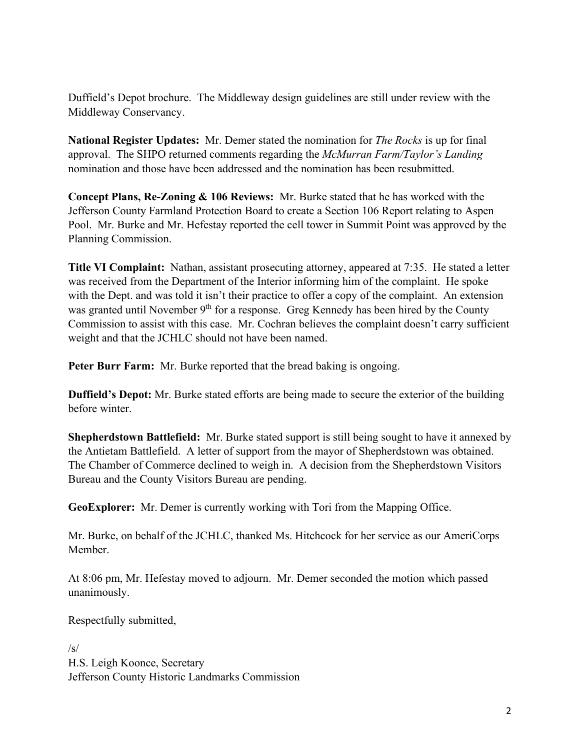Duffield's Depot brochure. The Middleway design guidelines are still under review with the Middleway Conservancy.

**National Register Updates:** Mr. Demer stated the nomination for *The Rocks* is up for final approval. The SHPO returned comments regarding the *McMurran Farm/Taylor's Landing* nomination and those have been addressed and the nomination has been resubmitted.

**Concept Plans, Re-Zoning & 106 Reviews:** Mr. Burke stated that he has worked with the Jefferson County Farmland Protection Board to create a Section 106 Report relating to Aspen Pool. Mr. Burke and Mr. Hefestay reported the cell tower in Summit Point was approved by the Planning Commission.

**Title VI Complaint:** Nathan, assistant prosecuting attorney, appeared at 7:35. He stated a letter was received from the Department of the Interior informing him of the complaint. He spoke with the Dept. and was told it isn't their practice to offer a copy of the complaint. An extension was granted until November 9th for a response. Greg Kennedy has been hired by the County Commission to assist with this case. Mr. Cochran believes the complaint doesn't carry sufficient weight and that the JCHLC should not have been named.

**Peter Burr Farm:** Mr. Burke reported that the bread baking is ongoing.

**Duffield's Depot:** Mr. Burke stated efforts are being made to secure the exterior of the building before winter.

**Shepherdstown Battlefield:** Mr. Burke stated support is still being sought to have it annexed by the Antietam Battlefield. A letter of support from the mayor of Shepherdstown was obtained. The Chamber of Commerce declined to weigh in. A decision from the Shepherdstown Visitors Bureau and the County Visitors Bureau are pending.

**GeoExplorer:** Mr. Demer is currently working with Tori from the Mapping Office.

Mr. Burke, on behalf of the JCHLC, thanked Ms. Hitchcock for her service as our AmeriCorps Member.

At 8:06 pm, Mr. Hefestay moved to adjourn. Mr. Demer seconded the motion which passed unanimously.

Respectfully submitted,

/s/
H.S. Leigh Koonce, Secretary
Jefferson County Historic Landmarks Commission